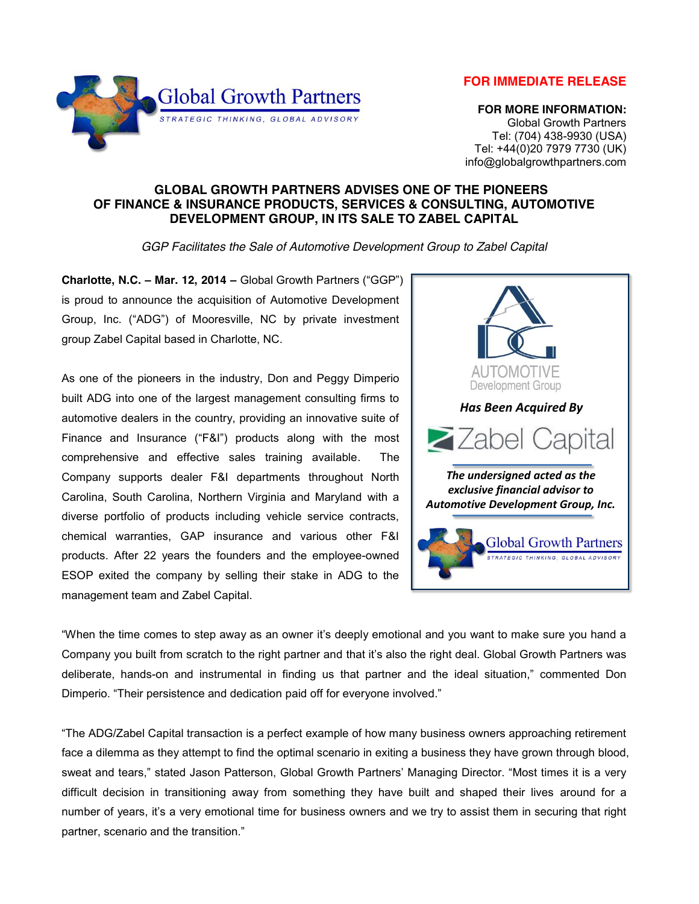Global Growth Partners
STRATEGIC THINKING, GLOBAL ADVISORY

**FOR IMMEDIATE RELEASE**

**FOR MORE INFORMATION:**
Global Growth Partners
Tel: (704) 438-9930 (USA)
Tel: +44(0)20 7979 7730 (UK)
info@globalgrowthpartners.com

# GLOBAL GROWTH PARTNERS ADVISES ONE OF THE PIONEERS OF FINANCE & INSURANCE PRODUCTS, SERVICES & CONSULTING, AUTOMOTIVE DEVELOPMENT GROUP, IN ITS SALE TO ZABEL CAPITAL

*GGP Facilitates the Sale of Automotive Development Group to Zabel Capital*

**Charlotte, N.C. – Mar. 12, 2014 –** Global Growth Partners ("GGP") is proud to announce the acquisition of Automotive Development Group, Inc. ("ADG") of Mooresville, NC by private investment group Zabel Capital based in Charlotte, NC.

As one of the pioneers in the industry, Don and Peggy Dimperio built ADG into one of the largest management consulting firms to automotive dealers in the country, providing an innovative suite of Finance and Insurance ("F&I") products along with the most comprehensive and effective sales training available. The Company supports dealer F&I departments throughout North Carolina, South Carolina, Northern Virginia and Maryland with a diverse portfolio of products including vehicle service contracts, chemical warranties, GAP insurance and various other F&I products. After 22 years the founders and the employee-owned ESOP exited the company by selling their stake in ADG to the management team and Zabel Capital.

AUTOMOTIVE Development Group

***Has Been Acquired By***

Zabel Capital

***The undersigned acted as the exclusive financial advisor to Automotive Development Group, Inc.***

Global Growth Partners
STRATEGIC THINKING, GLOBAL ADVISORY

"When the time comes to step away as an owner it's deeply emotional and you want to make sure you hand a Company you built from scratch to the right partner and that it's also the right deal. Global Growth Partners was deliberate, hands-on and instrumental in finding us that partner and the ideal situation," commented Don Dimperio. "Their persistence and dedication paid off for everyone involved."

"The ADG/Zabel Capital transaction is a perfect example of how many business owners approaching retirement face a dilemma as they attempt to find the optimal scenario in exiting a business they have grown through blood, sweat and tears," stated Jason Patterson, Global Growth Partners' Managing Director. "Most times it is a very difficult decision in transitioning away from something they have built and shaped their lives around for a number of years, it's a very emotional time for business owners and we try to assist them in securing that right partner, scenario and the transition."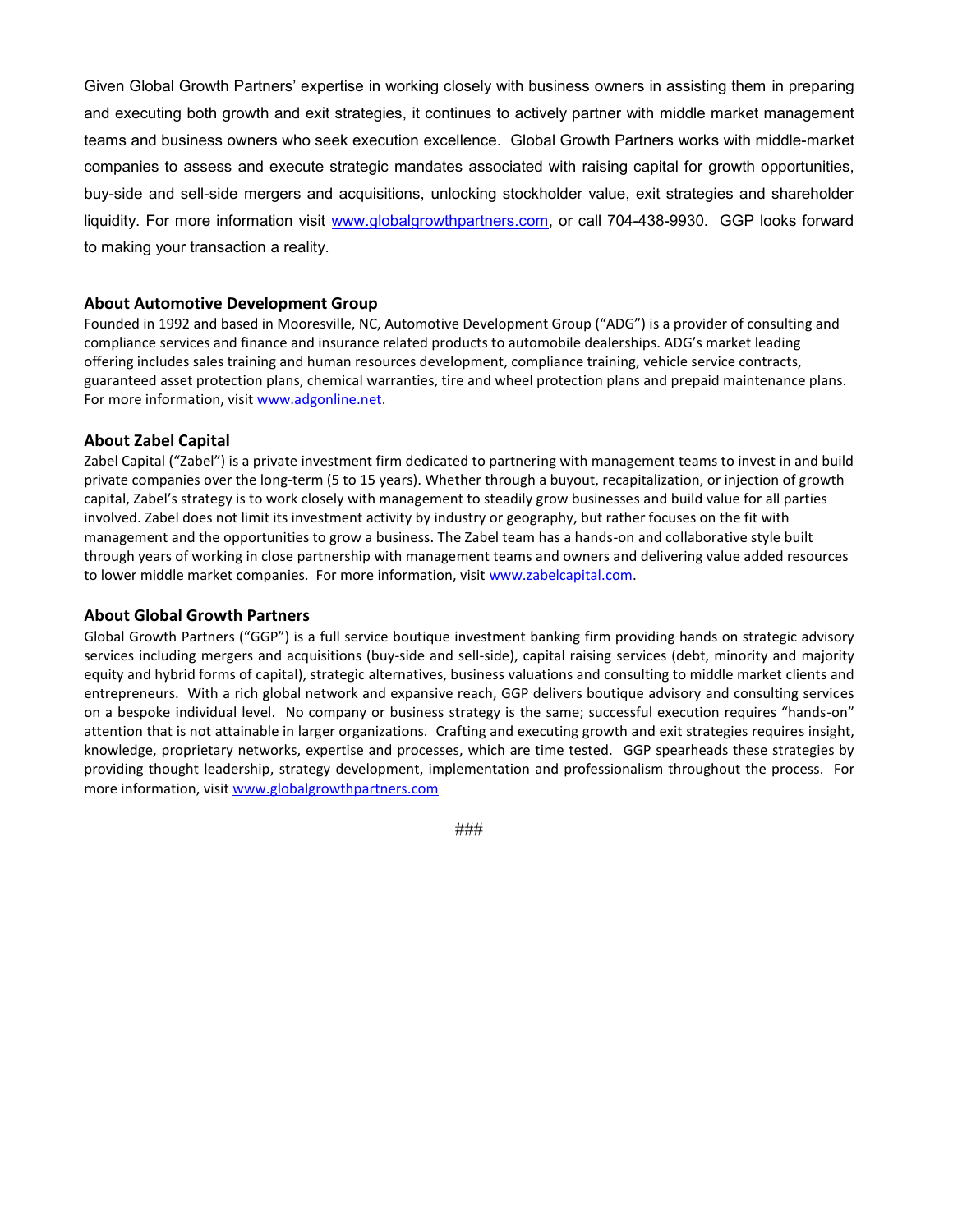Given Global Growth Partners' expertise in working closely with business owners in assisting them in preparing and executing both growth and exit strategies, it continues to actively partner with middle market management teams and business owners who seek execution excellence. Global Growth Partners works with middle-market companies to assess and execute strategic mandates associated with raising capital for growth opportunities, buy-side and sell-side mergers and acquisitions, unlocking stockholder value, exit strategies and shareholder liquidity. For more information visit [www.globalgrowthpartners.com](http://www.globalgrowthpartners.com), or call 704-438-9930. GGP looks forward to making your transaction a reality.

**About Automotive Development Group**

Founded in 1992 and based in Mooresville, NC, Automotive Development Group ("ADG") is a provider of consulting and compliance services and finance and insurance related products to automobile dealerships. ADG's market leading offering includes sales training and human resources development, compliance training, vehicle service contracts, guaranteed asset protection plans, chemical warranties, tire and wheel protection plans and prepaid maintenance plans. For more information, visit [www.adgonline.net](http://www.adgonline.net).

**About Zabel Capital**

Zabel Capital ("Zabel") is a private investment firm dedicated to partnering with management teams to invest in and build private companies over the long-term (5 to 15 years). Whether through a buyout, recapitalization, or injection of growth capital, Zabel's strategy is to work closely with management to steadily grow businesses and build value for all parties involved. Zabel does not limit its investment activity by industry or geography, but rather focuses on the fit with management and the opportunities to grow a business. The Zabel team has a hands-on and collaborative style built through years of working in close partnership with management teams and owners and delivering value added resources to lower middle market companies. For more information, visit [www.zabelcapital.com](http://www.zabelcapital.com).

**About Global Growth Partners**

Global Growth Partners ("GGP") is a full service boutique investment banking firm providing hands on strategic advisory services including mergers and acquisitions (buy-side and sell-side), capital raising services (debt, minority and majority equity and hybrid forms of capital), strategic alternatives, business valuations and consulting to middle market clients and entrepreneurs. With a rich global network and expansive reach, GGP delivers boutique advisory and consulting services on a bespoke individual level. No company or business strategy is the same; successful execution requires "hands-on" attention that is not attainable in larger organizations. Crafting and executing growth and exit strategies requires insight, knowledge, proprietary networks, expertise and processes, which are time tested. GGP spearheads these strategies by providing thought leadership, strategy development, implementation and professionalism throughout the process. For more information, visit [www.globalgrowthpartners.com](http://www.globalgrowthpartners.com)

###